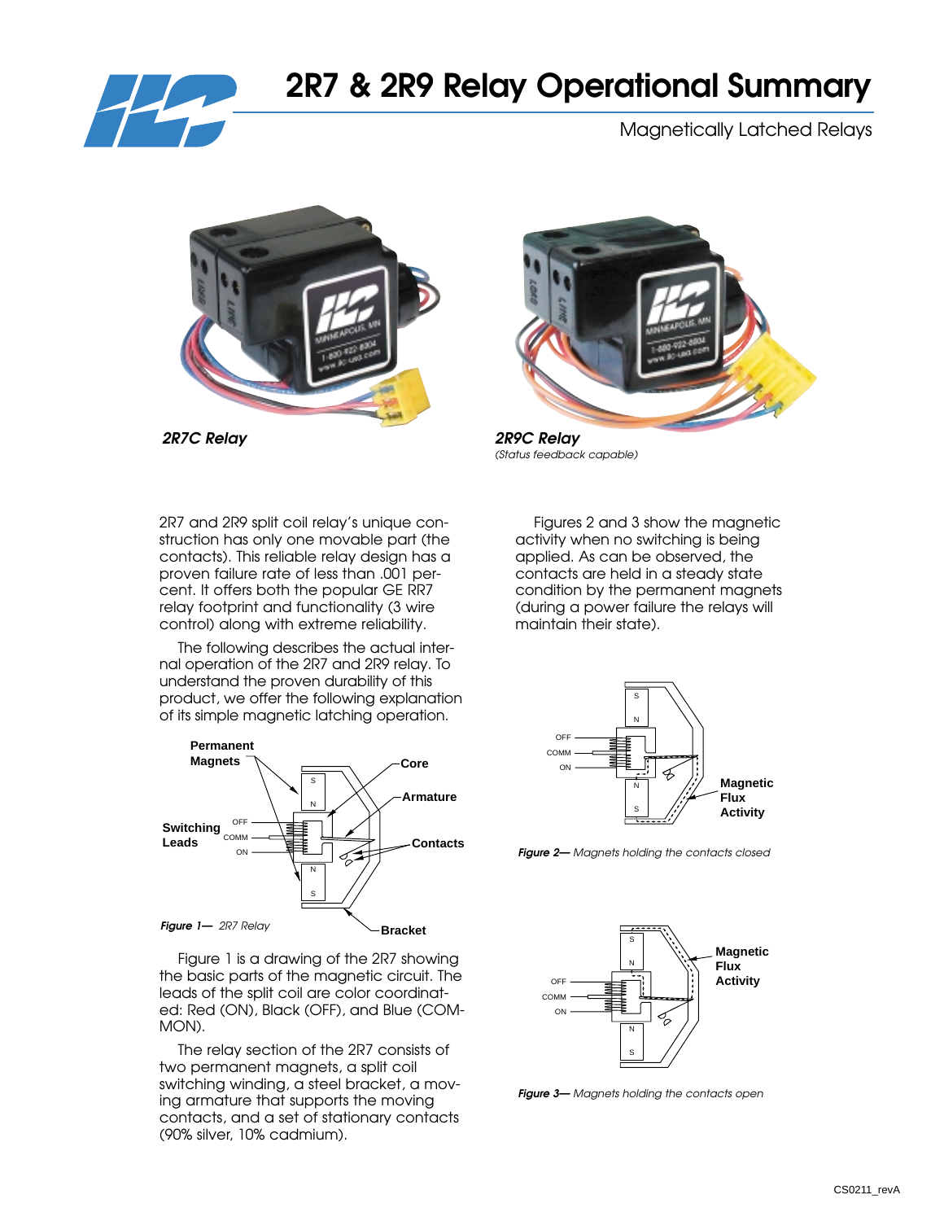# 2R7 & 2R9 Relay Operational Summary

Magnetically Latched Relays

*2R7C Relay*

*2R9C Relay*
*(Status feedback capable)*

2R7 and 2R9 split coil relay's unique construction has only one movable part (the contacts). This reliable relay design has a proven failure rate of less than .001 percent. It offers both the popular GE RR7 relay footprint and functionality (3 wire control) along with extreme reliability.

The following describes the actual internal operation of the 2R7 and 2R9 relay. To understand the proven durability of this product, we offer the following explanation of its simple magnetic latching operation.

***Figure 1—*** *2R7 Relay*

Figure 1 is a drawing of the 2R7 showing the basic parts of the magnetic circuit. The leads of the split coil are color coordinated: Red (ON), Black (OFF), and Blue (COMMON).

The relay section of the 2R7 consists of two permanent magnets, a split coil switching winding, a steel bracket, a moving armature that supports the moving contacts, and a set of stationary contacts (90% silver, 10% cadmium).

Figures 2 and 3 show the magnetic activity when no switching is being applied. As can be observed, the contacts are held in a steady state condition by the permanent magnets (during a power failure the relays will maintain their state).

***Figure 2—*** *Magnets holding the contacts closed*

***Figure 3—*** *Magnets holding the contacts open*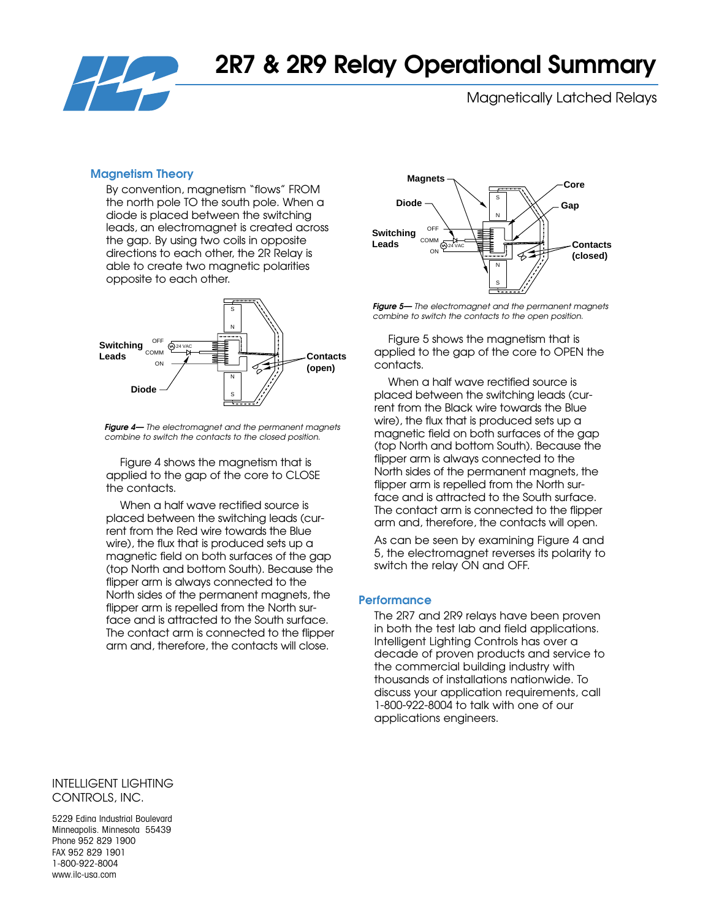# 2R7 & 2R9 Relay Operational Summary

Magnetically Latched Relays

## Magnetism Theory

By convention, magnetism "flows" FROM the north pole TO the south pole. When a diode is placed between the switching leads, an electromagnet is created across the gap. By using two coils in opposite directions to each other, the 2R Relay is able to create two magnetic polarities opposite to each other.

Switching Leads
OFF
COMM
ON
24 VAC
Diode
Contacts (open)
S
N
N
S

***Figure 4***— *The electromagnet and the permanent magnets combine to switch the contacts to the closed position.*

Figure 4 shows the magnetism that is applied to the gap of the core to CLOSE the contacts.

When a half wave rectified source is placed between the switching leads (current from the Red wire towards the Blue wire), the flux that is produced sets up a magnetic field on both surfaces of the gap (top North and bottom South). Because the flipper arm is always connected to the North sides of the permanent magnets, the flipper arm is repelled from the North surface and is attracted to the South surface. The contact arm is connected to the flipper arm and, therefore, the contacts will close.

Magnets
Core
Diode
Gap
Switching Leads
OFF
COMM
ON
24 VAC
Contacts (closed)
S
N
N
S

***Figure 5***— *The electromagnet and the permanent magnets combine to switch the contacts to the open position.*

Figure 5 shows the magnetism that is applied to the gap of the core to OPEN the contacts.

When a half wave rectified source is placed between the switching leads (current from the Black wire towards the Blue wire), the flux that is produced sets up a magnetic field on both surfaces of the gap (top North and bottom South). Because the flipper arm is always connected to the North sides of the permanent magnets, the flipper arm is repelled from the North surface and is attracted to the South surface. The contact arm is connected to the flipper arm and, therefore, the contacts will open.

As can be seen by examining Figure 4 and 5, the electromagnet reverses its polarity to switch the relay ON and OFF.

## Performance

The 2R7 and 2R9 relays have been proven in both the test lab and field applications. Intelligent Lighting Controls has over a decade of proven products and service to the commercial building industry with thousands of installations nationwide. To discuss your application requirements, call 1-800-922-8004 to talk with one of our applications engineers.

INTELLIGENT LIGHTING CONTROLS, INC.

5229 Edina Industrial Boulevard
Minneapolis, Minnesota 55439
Phone 952 829 1900
FAX 952 829 1901
1-800-922-8004
www.ilc-usa.com